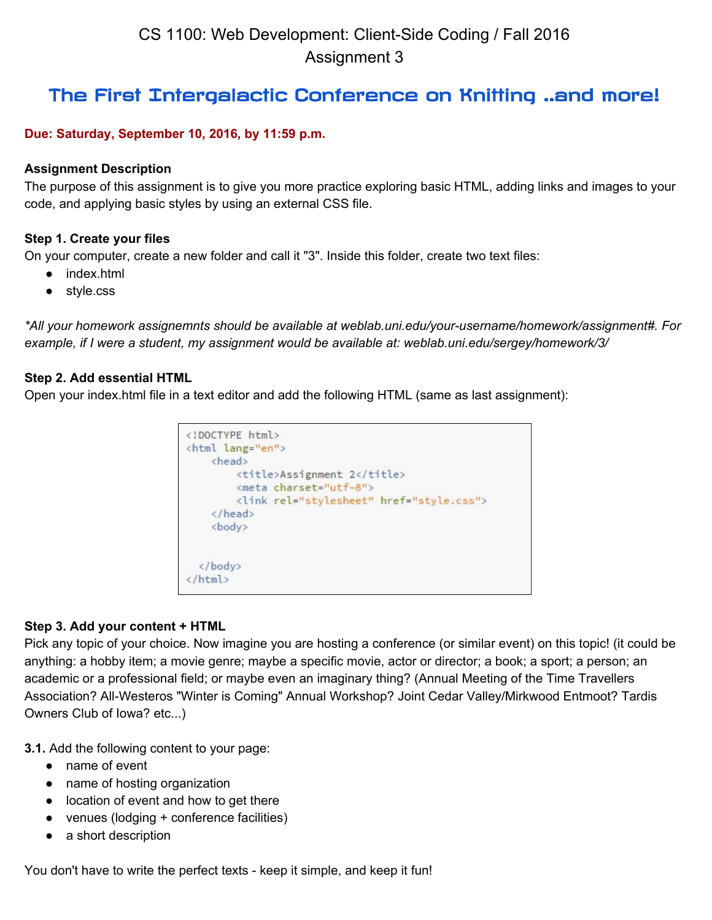# CS 1100: Web Development: Client-Side Coding / Fall 2016
## Assignment 3

## The First Intergalactic Conference on Knitting ..and more!

**Due: Saturday, September 10, 2016, by 11:59 p.m.**

**Assignment Description**

The purpose of this assignment is to give you more practice exploring basic HTML, adding links and images to your code, and applying basic styles by using an external CSS file.

**Step 1. Create your files**

On your computer, create a new folder and call it "3". Inside this folder, create two text files:

- index.html
- style.css

*\*All your homework assigenmnts should be available at weblab.uni.edu/your-username/homework/assignment#. For example, if I were a student, my assignment would be available at: weblab.uni.edu/sergey/homework/3/*

**Step 2. Add essential HTML**

Open your index.html file in a text editor and add the following HTML (same as last assignment):

```
<!DOCTYPE html>
<html lang="en">
    <head>
        <title>Assignment 2</title>
        <meta charset="utf-8">
        <link rel="stylesheet" href="style.css">
    </head>
    <body>


   </body>
</html>
```

**Step 3. Add your content + HTML**

Pick any topic of your choice. Now imagine you are hosting a conference (or similar event) on this topic! (it could be anything: a hobby item; a movie genre; maybe a specific movie, actor or director; a book; a sport; a person; an academic or a professional field; or maybe even an imaginary thing? (Annual Meeting of the Time Travellers Association? All-Westeros "Winter is Coming" Annual Workshop? Joint Cedar Valley/Mirkwood Entmoot? Tardis Owners Club of Iowa? etc...)

**3.1.** Add the following content to your page:

- name of event
- name of hosting organization
- location of event and how to get there
- venues (lodging + conference facilities)
- a short description

You don't have to write the perfect texts - keep it simple, and keep it fun!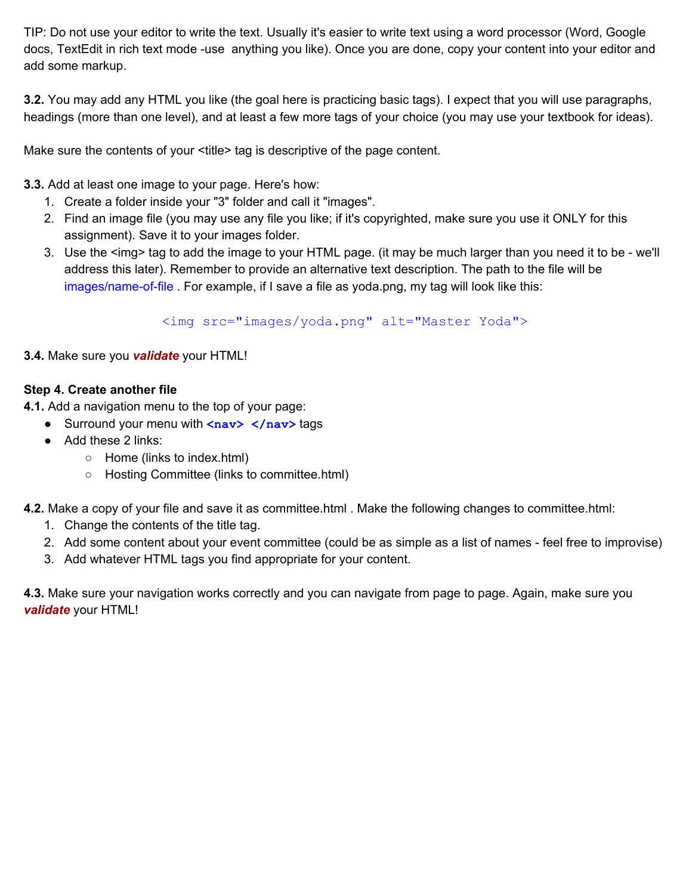TIP: Do not use your editor to write the text. Usually it's easier to write text using a word processor (Word, Google docs, TextEdit in rich text mode -use anything you like). Once you are done, copy your content into your editor and add some markup.

**3.2.** You may add any HTML you like (the goal here is practicing basic tags). I expect that you will use paragraphs, headings (more than one level), and at least a few more tags of your choice (you may use your textbook for ideas).

Make sure the contents of your <title> tag is descriptive of the page content.

**3.3.** Add at least one image to your page. Here's how:

1. Create a folder inside your "3" folder and call it "images".
2. Find an image file (you may use any file you like; if it's copyrighted, make sure you use it ONLY for this assignment). Save it to your images folder.
3. Use the <img> tag to add the image to your HTML page. (it may be much larger than you need it to be - we'll address this later). Remember to provide an alternative text description. The path to the file will be `images/name-of-file` . For example, if I save a file as yoda.png, my tag will look like this:

```
<img src="images/yoda.png" alt="Master Yoda">
```

**3.4.** Make sure you ***validate*** your HTML!

**Step 4. Create another file**

**4.1.** Add a navigation menu to the top of your page:

- Surround your menu with **`<nav> </nav>`** tags
- Add these 2 links:
  - Home (links to index.html)
  - Hosting Committee (links to committee.html)

**4.2.** Make a copy of your file and save it as committee.html . Make the following changes to committee.html:

1. Change the contents of the title tag.
2. Add some content about your event committee (could be as simple as a list of names - feel free to improvise)
3. Add whatever HTML tags you find appropriate for your content.

**4.3.** Make sure your navigation works correctly and you can navigate from page to page. Again, make sure you ***validate*** your HTML!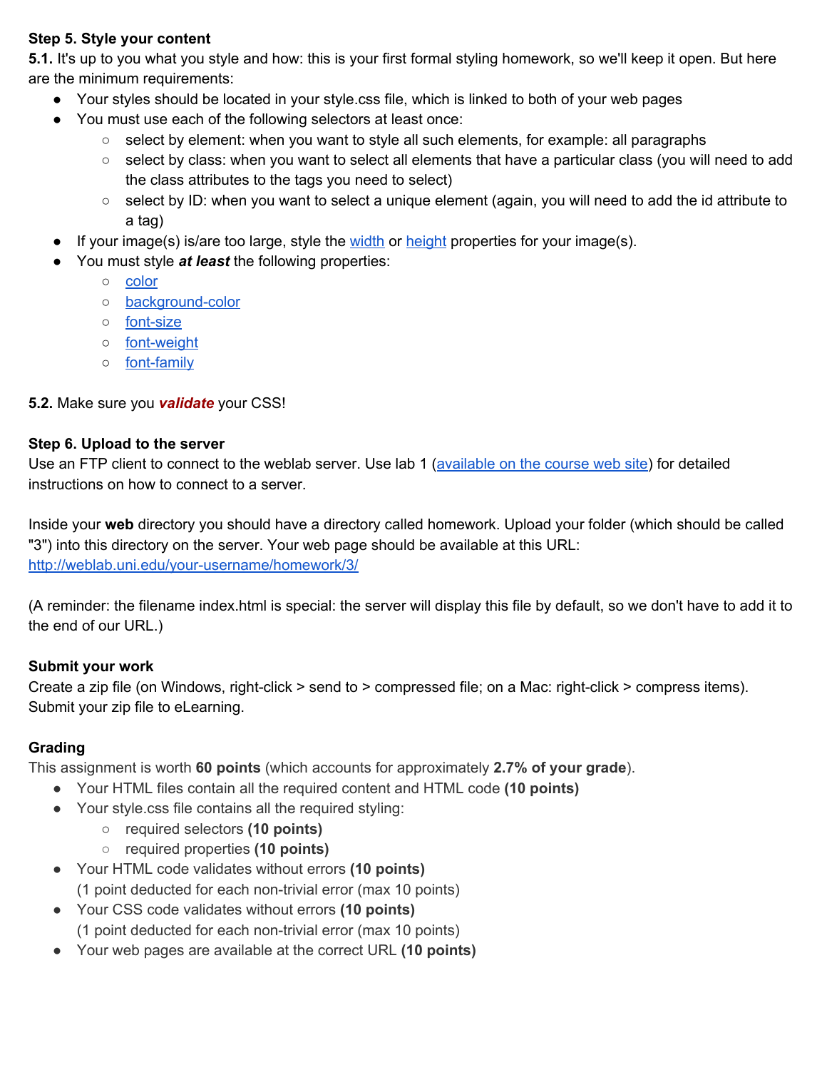**Step 5. Style your content**

**5.1.** It's up to you what you style and how: this is your first formal styling homework, so we'll keep it open. But here are the minimum requirements:

- Your styles should be located in your style.css file, which is linked to both of your web pages
- You must use each of the following selectors at least once:
  - select by element: when you want to style all such elements, for example: all paragraphs
  - select by class: when you want to select all elements that have a particular class (you will need to add the class attributes to the tags you need to select)
  - select by ID: when you want to select a unique element (again, you will need to add the id attribute to a tag)
- If your image(s) is/are too large, style the width or height properties for your image(s).
- You must style ***at least*** the following properties:
  - color
  - background-color
  - font-size
  - font-weight
  - font-family

**5.2.** Make sure you ***validate*** your CSS!

**Step 6. Upload to the server**

Use an FTP client to connect to the weblab server. Use lab 1 (available on the course web site) for detailed instructions on how to connect to a server.

Inside your **web** directory you should have a directory called homework. Upload your folder (which should be called "3") into this directory on the server. Your web page should be available at this URL: http://weblab.uni.edu/your-username/homework/3/

(A reminder: the filename index.html is special: the server will display this file by default, so we don't have to add it to the end of our URL.)

**Submit your work**

Create a zip file (on Windows, right-click > send to > compressed file; on a Mac: right-click > compress items). Submit your zip file to eLearning.

**Grading**

This assignment is worth **60 points** (which accounts for approximately **2.7% of your grade**).

- Your HTML files contain all the required content and HTML code **(10 points)**
- Your style.css file contains all the required styling:
  - required selectors **(10 points)**
  - required properties **(10 points)**
- Your HTML code validates without errors **(10 points)**
  (1 point deducted for each non-trivial error (max 10 points)
- Your CSS code validates without errors **(10 points)**
  (1 point deducted for each non-trivial error (max 10 points)
- Your web pages are available at the correct URL **(10 points)**